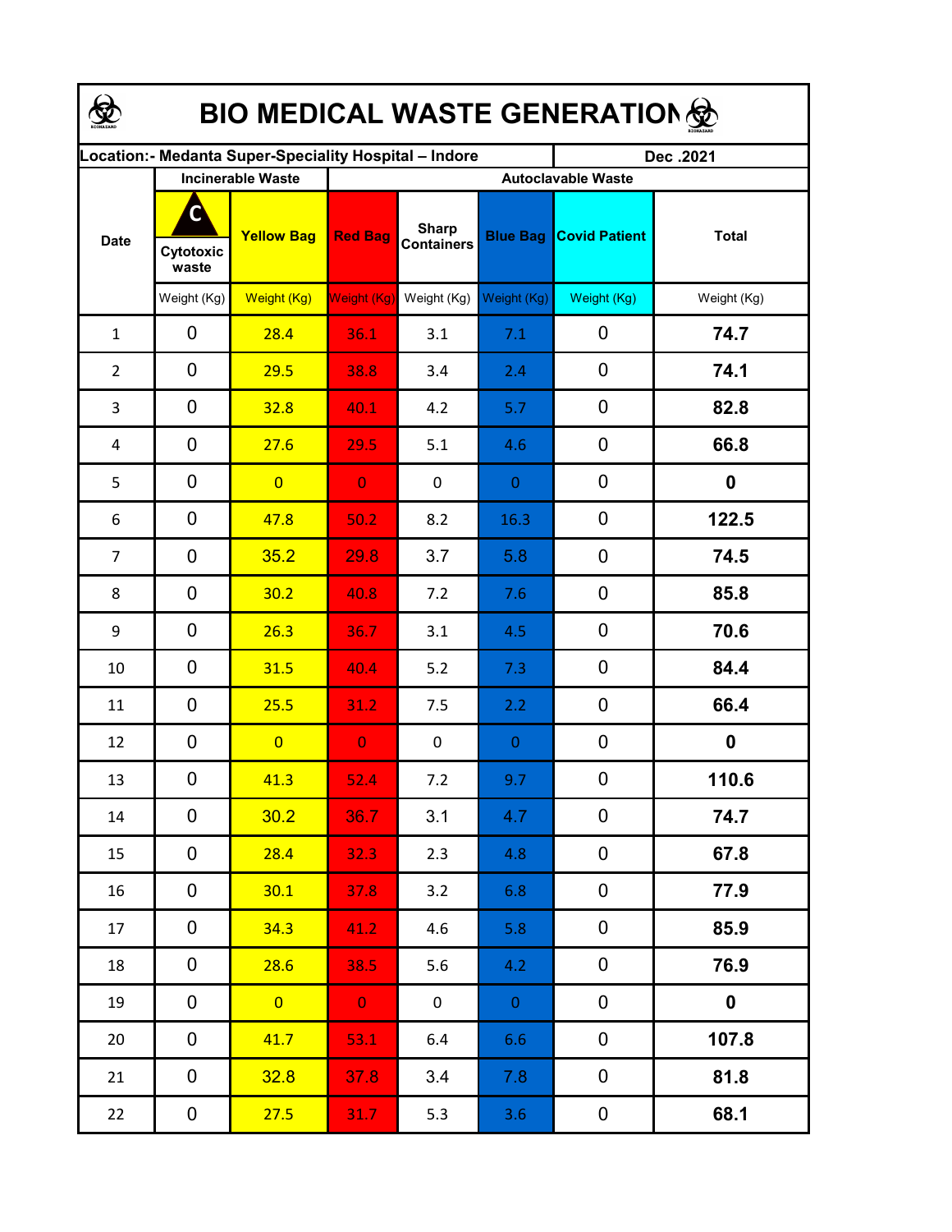# BIO MEDICAL WASTE GENERATION

| Location:- Medanta Super-Speciality Hospital – Indore | | | | | | | Dec .2021 |
|---|---|---|---|---|---|---|---|
| Date | Incinerable Waste | | Autoclavable Waste | | | | |
| | Cytotoxic waste | Yellow Bag | Red Bag | Sharp Containers | Blue Bag | Covid Patient | Total |
| | Weight (Kg) | Weight (Kg) | Weight (Kg) | Weight (Kg) | Weight (Kg) | Weight (Kg) | Weight (Kg) |
| 1 | 0 | 28.4 | 36.1 | 3.1 | 7.1 | 0 | **74.7** |
| 2 | 0 | 29.5 | 38.8 | 3.4 | 2.4 | 0 | **74.1** |
| 3 | 0 | 32.8 | 40.1 | 4.2 | 5.7 | 0 | **82.8** |
| 4 | 0 | 27.6 | 29.5 | 5.1 | 4.6 | 0 | **66.8** |
| 5 | 0 | 0 | 0 | 0 | 0 | 0 | **0** |
| 6 | 0 | 47.8 | 50.2 | 8.2 | 16.3 | 0 | **122.5** |
| 7 | 0 | 35.2 | 29.8 | 3.7 | 5.8 | 0 | **74.5** |
| 8 | 0 | 30.2 | 40.8 | 7.2 | 7.6 | 0 | **85.8** |
| 9 | 0 | 26.3 | 36.7 | 3.1 | 4.5 | 0 | **70.6** |
| 10 | 0 | 31.5 | 40.4 | 5.2 | 7.3 | 0 | **84.4** |
| 11 | 0 | 25.5 | 31.2 | 7.5 | 2.2 | 0 | **66.4** |
| 12 | 0 | 0 | 0 | 0 | 0 | 0 | **0** |
| 13 | 0 | 41.3 | 52.4 | 7.2 | 9.7 | 0 | **110.6** |
| 14 | 0 | 30.2 | 36.7 | 3.1 | 4.7 | 0 | **74.7** |
| 15 | 0 | 28.4 | 32.3 | 2.3 | 4.8 | 0 | **67.8** |
| 16 | 0 | 30.1 | 37.8 | 3.2 | 6.8 | 0 | **77.9** |
| 17 | 0 | 34.3 | 41.2 | 4.6 | 5.8 | 0 | **85.9** |
| 18 | 0 | 28.6 | 38.5 | 5.6 | 4.2 | 0 | **76.9** |
| 19 | 0 | 0 | 0 | 0 | 0 | 0 | **0** |
| 20 | 0 | 41.7 | 53.1 | 6.4 | 6.6 | 0 | **107.8** |
| 21 | 0 | 32.8 | 37.8 | 3.4 | 7.8 | 0 | **81.8** |
| 22 | 0 | 27.5 | 31.7 | 5.3 | 3.6 | 0 | **68.1** |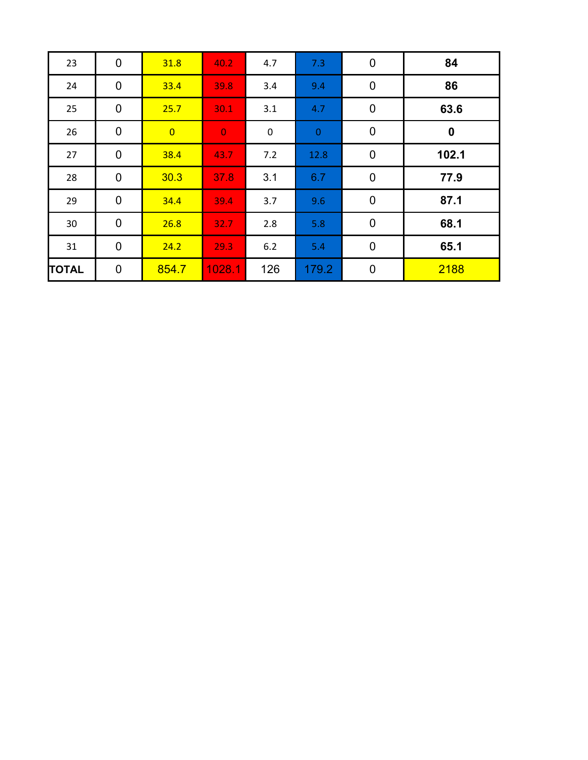| | | | | | | | |
|---|---|---|---|---|---|---|---|
| 23 | 0 | 31.8 | 40.2 | 4.7 | 7.3 | 0 | **84** |
| 24 | 0 | 33.4 | 39.8 | 3.4 | 9.4 | 0 | **86** |
| 25 | 0 | 25.7 | 30.1 | 3.1 | 4.7 | 0 | **63.6** |
| 26 | 0 | 0 | 0 | 0 | 0 | 0 | **0** |
| 27 | 0 | 38.4 | 43.7 | 7.2 | 12.8 | 0 | **102.1** |
| 28 | 0 | 30.3 | 37.8 | 3.1 | 6.7 | 0 | **77.9** |
| 29 | 0 | 34.4 | 39.4 | 3.7 | 9.6 | 0 | **87.1** |
| 30 | 0 | 26.8 | 32.7 | 2.8 | 5.8 | 0 | **68.1** |
| 31 | 0 | 24.2 | 29.3 | 6.2 | 5.4 | 0 | **65.1** |
| **TOTAL** | 0 | 854.7 | 1028.1 | 126 | 179.2 | 0 | 2188 |